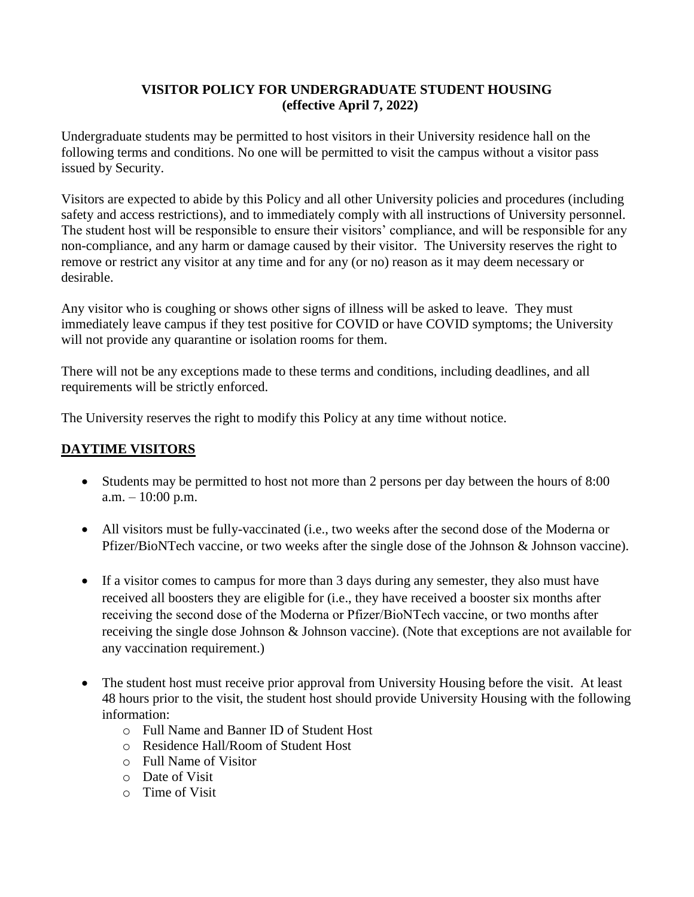# VISITOR POLICY FOR UNDERGRADUATE STUDENT HOUSING
**(effective April 7, 2022)**

Undergraduate students may be permitted to host visitors in their University residence hall on the following terms and conditions. No one will be permitted to visit the campus without a visitor pass issued by Security.

Visitors are expected to abide by this Policy and all other University policies and procedures (including safety and access restrictions), and to immediately comply with all instructions of University personnel. The student host will be responsible to ensure their visitors' compliance, and will be responsible for any non-compliance, and any harm or damage caused by their visitor. The University reserves the right to remove or restrict any visitor at any time and for any (or no) reason as it may deem necessary or desirable.

Any visitor who is coughing or shows other signs of illness will be asked to leave. They must immediately leave campus if they test positive for COVID or have COVID symptoms; the University will not provide any quarantine or isolation rooms for them.

There will not be any exceptions made to these terms and conditions, including deadlines, and all requirements will be strictly enforced.

The University reserves the right to modify this Policy at any time without notice.

## DAYTIME VISITORS

- Students may be permitted to host not more than 2 persons per day between the hours of 8:00 a.m. – 10:00 p.m.

- All visitors must be fully-vaccinated (i.e., two weeks after the second dose of the Moderna or Pfizer/BioNTech vaccine, or two weeks after the single dose of the Johnson & Johnson vaccine).

- If a visitor comes to campus for more than 3 days during any semester, they also must have received all boosters they are eligible for (i.e., they have received a booster six months after receiving the second dose of the Moderna or Pfizer/BioNTech vaccine, or two months after receiving the single dose Johnson & Johnson vaccine). (Note that exceptions are not available for any vaccination requirement.)

- The student host must receive prior approval from University Housing before the visit. At least 48 hours prior to the visit, the student host should provide University Housing with the following information:
  - Full Name and Banner ID of Student Host
  - Residence Hall/Room of Student Host
  - Full Name of Visitor
  - Date of Visit
  - Time of Visit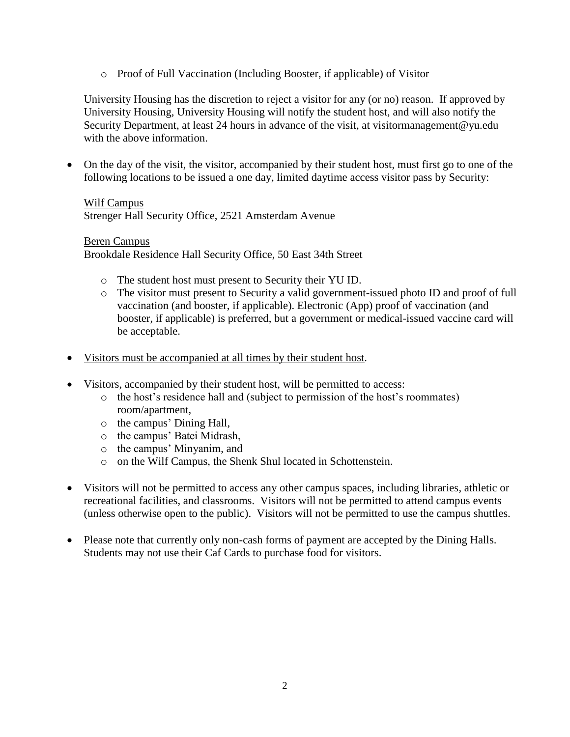- Proof of Full Vaccination (Including Booster, if applicable) of Visitor

  University Housing has the discretion to reject a visitor for any (or no) reason. If approved by University Housing, University Housing will notify the student host, and will also notify the Security Department, at least 24 hours in advance of the visit, at visitormanagement@yu.edu with the above information.

- On the day of the visit, the visitor, accompanied by their student host, must first go to one of the following locations to be issued a one day, limited daytime access visitor pass by Security:

  <u>Wilf Campus</u>
  Strenger Hall Security Office, 2521 Amsterdam Avenue

  <u>Beren Campus</u>
  Brookdale Residence Hall Security Office, 50 East 34th Street

    - The student host must present to Security their YU ID.
    - The visitor must present to Security a valid government-issued photo ID and proof of full vaccination (and booster, if applicable). Electronic (App) proof of vaccination (and booster, if applicable) is preferred, but a government or medical-issued vaccine card will be acceptable.

- <u>Visitors must be accompanied at all times by their student host</u>.

- Visitors, accompanied by their student host, will be permitted to access:
    - the host's residence hall and (subject to permission of the host's roommates) room/apartment,
    - the campus' Dining Hall,
    - the campus' Batei Midrash,
    - the campus' Minyanim, and
    - on the Wilf Campus, the Shenk Shul located in Schottenstein.

- Visitors will not be permitted to access any other campus spaces, including libraries, athletic or recreational facilities, and classrooms. Visitors will not be permitted to attend campus events (unless otherwise open to the public). Visitors will not be permitted to use the campus shuttles.

- Please note that currently only non-cash forms of payment are accepted by the Dining Halls. Students may not use their Caf Cards to purchase food for visitors.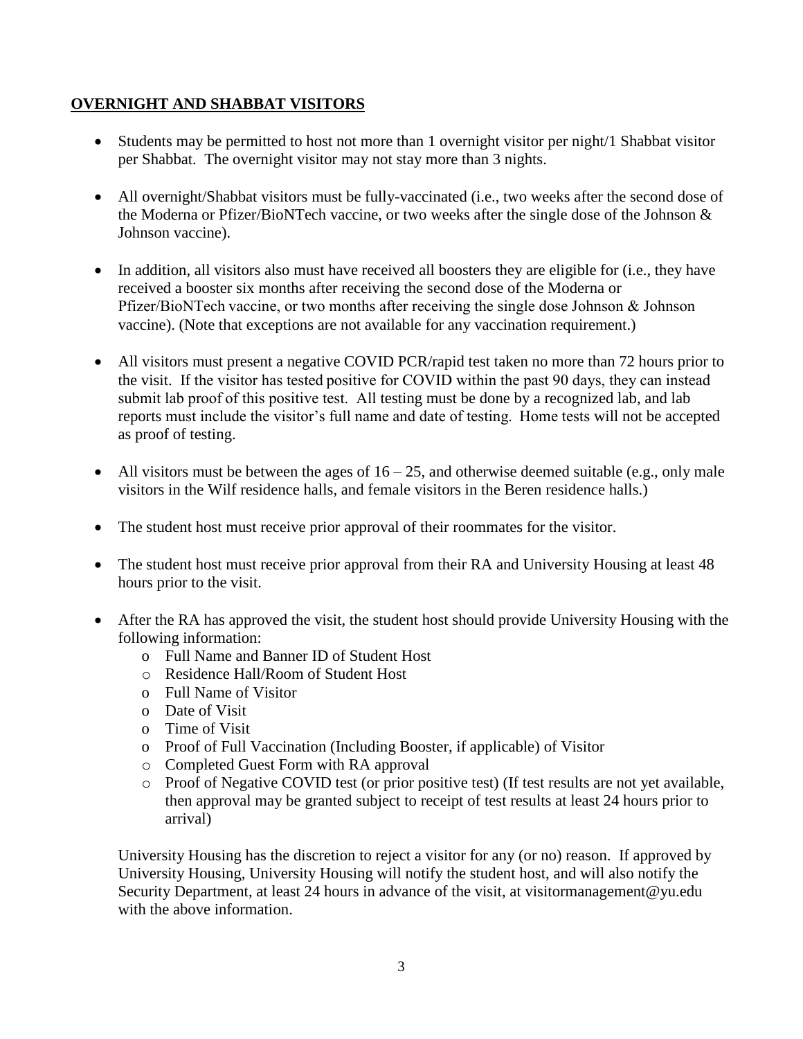## OVERNIGHT AND SHABBAT VISITORS

- Students may be permitted to host not more than 1 overnight visitor per night/1 Shabbat visitor per Shabbat. The overnight visitor may not stay more than 3 nights.
- All overnight/Shabbat visitors must be fully-vaccinated (i.e., two weeks after the second dose of the Moderna or Pfizer/BioNTech vaccine, or two weeks after the single dose of the Johnson & Johnson vaccine).
- In addition, all visitors also must have received all boosters they are eligible for (i.e., they have received a booster six months after receiving the second dose of the Moderna or Pfizer/BioNTech vaccine, or two months after receiving the single dose Johnson & Johnson vaccine). (Note that exceptions are not available for any vaccination requirement.)
- All visitors must present a negative COVID PCR/rapid test taken no more than 72 hours prior to the visit. If the visitor has tested positive for COVID within the past 90 days, they can instead submit lab proof of this positive test. All testing must be done by a recognized lab, and lab reports must include the visitor's full name and date of testing. Home tests will not be accepted as proof of testing.
- All visitors must be between the ages of 16 – 25, and otherwise deemed suitable (e.g., only male visitors in the Wilf residence halls, and female visitors in the Beren residence halls.)
- The student host must receive prior approval of their roommates for the visitor.
- The student host must receive prior approval from their RA and University Housing at least 48 hours prior to the visit.
- After the RA has approved the visit, the student host should provide University Housing with the following information:
  - Full Name and Banner ID of Student Host
  - Residence Hall/Room of Student Host
  - Full Name of Visitor
  - Date of Visit
  - Time of Visit
  - Proof of Full Vaccination (Including Booster, if applicable) of Visitor
  - Completed Guest Form with RA approval
  - Proof of Negative COVID test (or prior positive test) (If test results are not yet available, then approval may be granted subject to receipt of test results at least 24 hours prior to arrival)

  University Housing has the discretion to reject a visitor for any (or no) reason. If approved by University Housing, University Housing will notify the student host, and will also notify the Security Department, at least 24 hours in advance of the visit, at visitormanagement@yu.edu with the above information.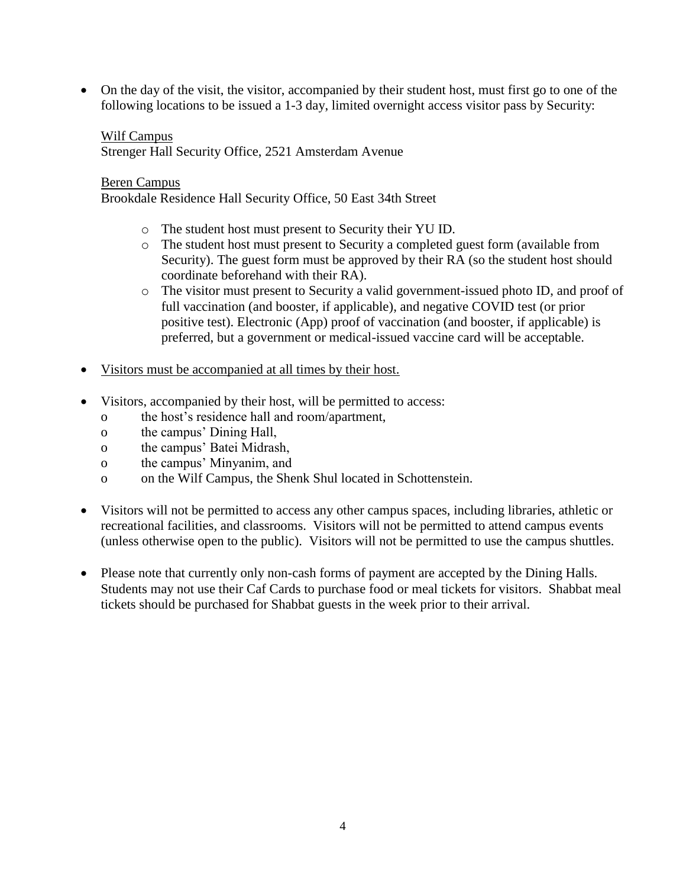- On the day of the visit, the visitor, accompanied by their student host, must first go to one of the following locations to be issued a 1-3 day, limited overnight access visitor pass by Security:

  <u>Wilf Campus</u>
  Strenger Hall Security Office, 2521 Amsterdam Avenue

  <u>Beren Campus</u>
  Brookdale Residence Hall Security Office, 50 East 34th Street

  - The student host must present to Security their YU ID.
  - The student host must present to Security a completed guest form (available from Security). The guest form must be approved by their RA (so the student host should coordinate beforehand with their RA).
  - The visitor must present to Security a valid government-issued photo ID, and proof of full vaccination (and booster, if applicable), and negative COVID test (or prior positive test). Electronic (App) proof of vaccination (and booster, if applicable) is preferred, but a government or medical-issued vaccine card will be acceptable.

- <u>Visitors must be accompanied at all times by their host.</u>

- Visitors, accompanied by their host, will be permitted to access:
  - the host's residence hall and room/apartment,
  - the campus' Dining Hall,
  - the campus' Batei Midrash,
  - the campus' Minyanim, and
  - on the Wilf Campus, the Shenk Shul located in Schottenstein.

- Visitors will not be permitted to access any other campus spaces, including libraries, athletic or recreational facilities, and classrooms. Visitors will not be permitted to attend campus events (unless otherwise open to the public). Visitors will not be permitted to use the campus shuttles.

- Please note that currently only non-cash forms of payment are accepted by the Dining Halls. Students may not use their Caf Cards to purchase food or meal tickets for visitors. Shabbat meal tickets should be purchased for Shabbat guests in the week prior to their arrival.